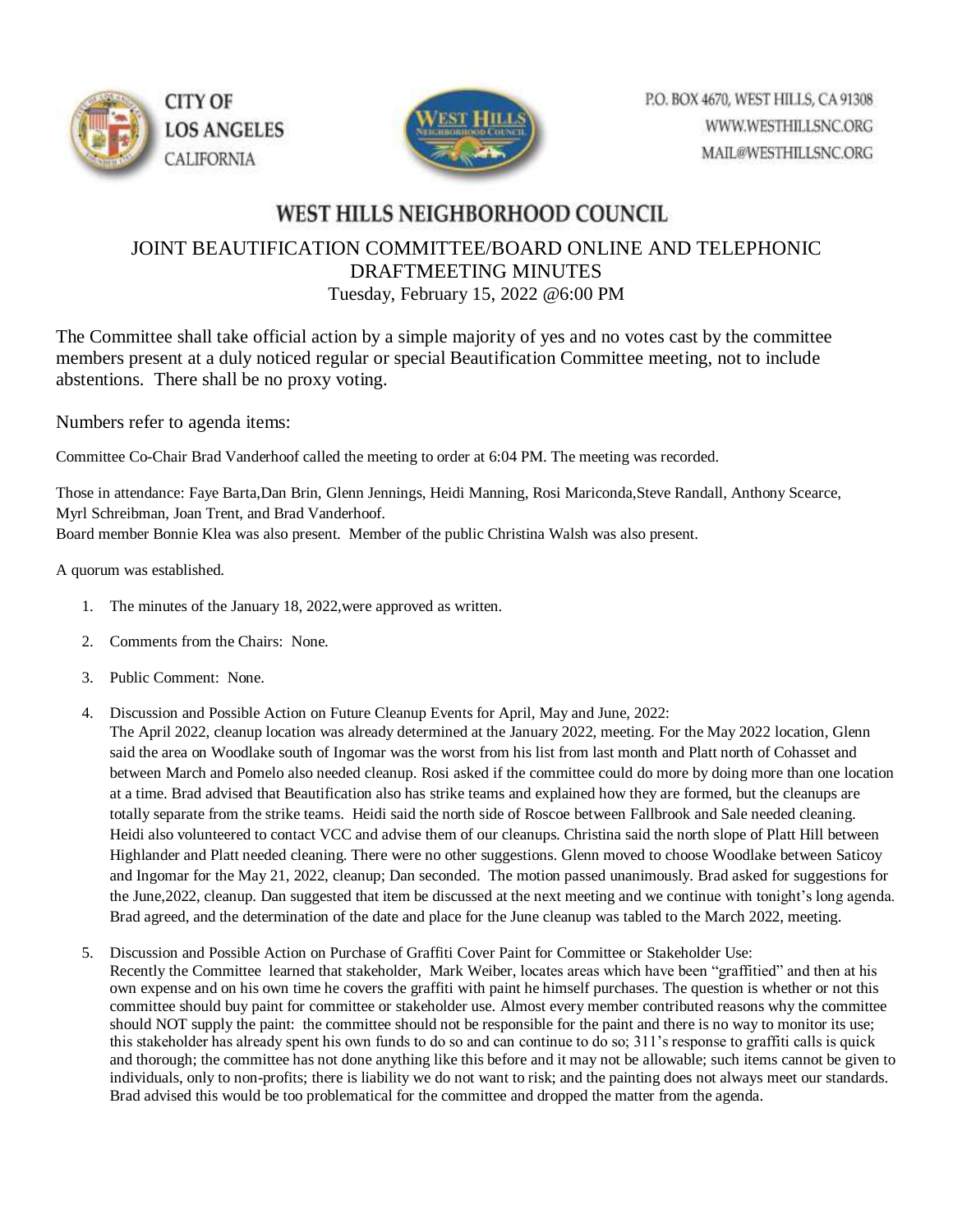CITY OF LOS ANGELES CALIFORNIA

P.O. BOX 4670, WEST HILLS, CA 91308
WWW.WESTHILLSNC.ORG
MAIL@WESTHILLSNC.ORG

# WEST HILLS NEIGHBORHOOD COUNCIL

## JOINT BEAUTIFICATION COMMITTEE/BOARD ONLINE AND TELEPHONIC DRAFTMEETING MINUTES

Tuesday, February 15, 2022 @6:00 PM

The Committee shall take official action by a simple majority of yes and no votes cast by the committee members present at a duly noticed regular or special Beautification Committee meeting, not to include abstentions. There shall be no proxy voting.

Numbers refer to agenda items:

Committee Co-Chair Brad Vanderhoof called the meeting to order at 6:04 PM. The meeting was recorded.

Those in attendance: Faye Barta,Dan Brin, Glenn Jennings, Heidi Manning, Rosi Mariconda,Steve Randall, Anthony Scearce, Myrl Schreibman, Joan Trent, and Brad Vanderhoof.
Board member Bonnie Klea was also present. Member of the public Christina Walsh was also present.

A quorum was established.

1. The minutes of the January 18, 2022,were approved as written.
2. Comments from the Chairs: None.
3. Public Comment: None.
4. Discussion and Possible Action on Future Cleanup Events for April, May and June, 2022:
   The April 2022, cleanup location was already determined at the January 2022, meeting. For the May 2022 location, Glenn said the area on Woodlake south of Ingomar was the worst from his list from last month and Platt north of Cohasset and between March and Pomelo also needed cleanup. Rosi asked if the committee could do more by doing more than one location at a time. Brad advised that Beautification also has strike teams and explained how they are formed, but the cleanups are totally separate from the strike teams. Heidi said the north side of Roscoe between Fallbrook and Sale needed cleaning. Heidi also volunteered to contact VCC and advise them of our cleanups. Christina said the north slope of Platt Hill between Highlander and Platt needed cleaning. There were no other suggestions. Glenn moved to choose Woodlake between Saticoy and Ingomar for the May 21, 2022, cleanup; Dan seconded. The motion passed unanimously. Brad asked for suggestions for the June,2022, cleanup. Dan suggested that item be discussed at the next meeting and we continue with tonight's long agenda. Brad agreed, and the determination of the date and place for the June cleanup was tabled to the March 2022, meeting.
5. Discussion and Possible Action on Purchase of Graffiti Cover Paint for Committee or Stakeholder Use:
   Recently the Committee learned that stakeholder, Mark Weiber, locates areas which have been "graffitied" and then at his own expense and on his own time he covers the graffiti with paint he himself purchases. The question is whether or not this committee should buy paint for committee or stakeholder use. Almost every member contributed reasons why the committee should NOT supply the paint: the committee should not be responsible for the paint and there is no way to monitor its use; this stakeholder has already spent his own funds to do so and can continue to do so; 311's response to graffiti calls is quick and thorough; the committee has not done anything like this before and it may not be allowable; such items cannot be given to individuals, only to non-profits; there is liability we do not want to risk; and the painting does not always meet our standards. Brad advised this would be too problematical for the committee and dropped the matter from the agenda.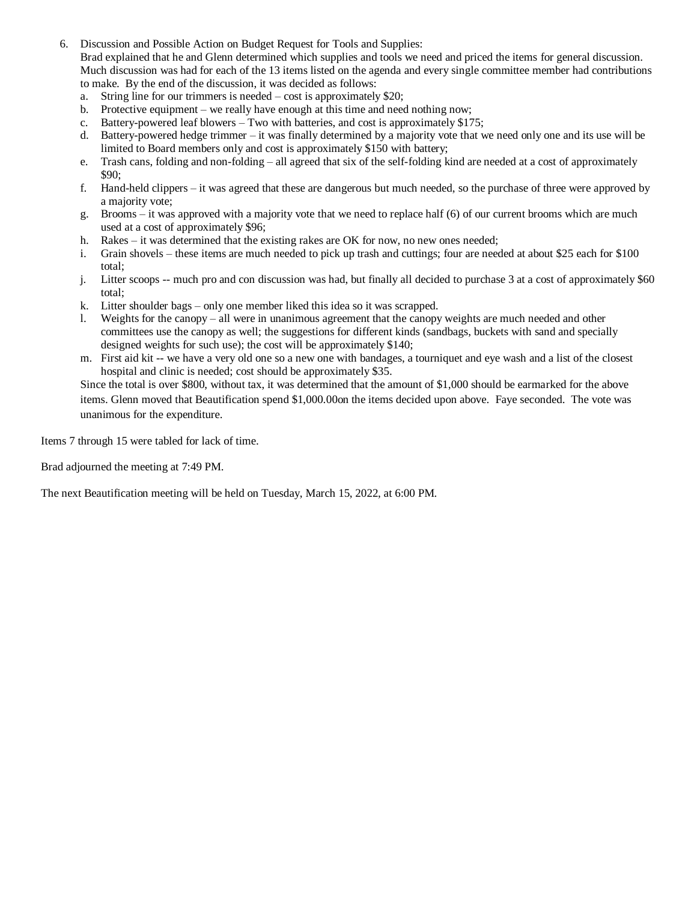6. Discussion and Possible Action on Budget Request for Tools and Supplies:
   Brad explained that he and Glenn determined which supplies and tools we need and priced the items for general discussion. Much discussion was had for each of the 13 items listed on the agenda and every single committee member had contributions to make. By the end of the discussion, it was decided as follows:
   a. String line for our trimmers is needed – cost is approximately $20;
   b. Protective equipment – we really have enough at this time and need nothing now;
   c. Battery-powered leaf blowers – Two with batteries, and cost is approximately $175;
   d. Battery-powered hedge trimmer – it was finally determined by a majority vote that we need only one and its use will be limited to Board members only and cost is approximately $150 with battery;
   e. Trash cans, folding and non-folding – all agreed that six of the self-folding kind are needed at a cost of approximately $90;
   f. Hand-held clippers – it was agreed that these are dangerous but much needed, so the purchase of three were approved by a majority vote;
   g. Brooms – it was approved with a majority vote that we need to replace half (6) of our current brooms which are much used at a cost of approximately $96;
   h. Rakes – it was determined that the existing rakes are OK for now, no new ones needed;
   i. Grain shovels – these items are much needed to pick up trash and cuttings; four are needed at about $25 each for $100 total;
   j. Litter scoops -- much pro and con discussion was had, but finally all decided to purchase 3 at a cost of approximately $60 total;
   k. Litter shoulder bags – only one member liked this idea so it was scrapped.
   l. Weights for the canopy – all were in unanimous agreement that the canopy weights are much needed and other committees use the canopy as well; the suggestions for different kinds (sandbags, buckets with sand and specially designed weights for such use); the cost will be approximately $140;
   m. First aid kit -- we have a very old one so a new one with bandages, a tourniquet and eye wash and a list of the closest hospital and clinic is needed; cost should be approximately $35.

   Since the total is over $800, without tax, it was determined that the amount of $1,000 should be earmarked for the above items. Glenn moved that Beautification spend $1,000.00on the items decided upon above. Faye seconded. The vote was unanimous for the expenditure.

Items 7 through 15 were tabled for lack of time.

Brad adjourned the meeting at 7:49 PM.

The next Beautification meeting will be held on Tuesday, March 15, 2022, at 6:00 PM.